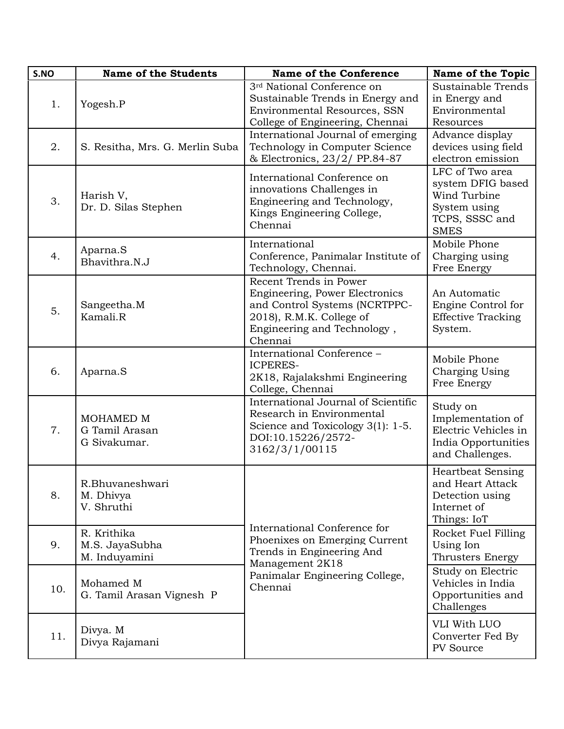| S.NO | Name of the Students | Name of the Conference | Name of the Topic |
|---|---|---|---|
| 1. | Yogesh.P | 3rd National Conference on Sustainable Trends in Energy and Environmental Resources, SSN College of Engineering, Chennai | Sustainable Trends in Energy and Environmental Resources |
| 2. | S. Resitha, Mrs. G. Merlin Suba | International Journal of emerging Technology in Computer Science & Electronics, 23/2/ PP.84-87 | Advance display devices using field electron emission |
| 3. | Harish V, Dr. D. Silas Stephen | International Conference on innovations Challenges in Engineering and Technology, Kings Engineering College, Chennai | LFC of Two area system DFIG based Wind Turbine System using TCPS, SSSC and SMES |
| 4. | Aparna.S Bhavithra.N.J | International Conference, Panimalar Institute of Technology, Chennai. | Mobile Phone Charging using Free Energy |
| 5. | Sangeetha.M Kamali.R | Recent Trends in Power Engineering, Power Electronics and Control Systems (NCRTPPC-2018), R.M.K. College of Engineering and Technology , Chennai | An Automatic Engine Control for Effective Tracking System. |
| 6. | Aparna.S | International Conference – ICPERES-2K18, Rajalakshmi Engineering College, Chennai | Mobile Phone Charging Using Free Energy |
| 7. | MOHAMED M G Tamil Arasan G Sivakumar. | International Journal of Scientific Research in Environmental Science and Toxicology 3(1): 1-5. DOI:10.15226/2572-3162/3/1/00115 | Study on Implementation of Electric Vehicles in India Opportunities and Challenges. |
| 8. | R.Bhuvaneshwari M. Dhivya V. Shruthi | International Conference for Phoenixes on Emerging Current Trends in Engineering And Management 2K18 Panimalar Engineering College, Chennai | Heartbeat Sensing and Heart Attack Detection using Internet of Things: IoT |
| 9. | R. Krithika M.S. JayaSubha M. Induyamini | | Rocket Fuel Filling Using Ion Thrusters Energy |
| 10. | Mohamed M G. Tamil Arasan Vignesh P | | Study on Electric Vehicles in India Opportunities and Challenges |
| 11. | Divya. M Divya Rajamani | | VLI With LUO Converter Fed By PV Source |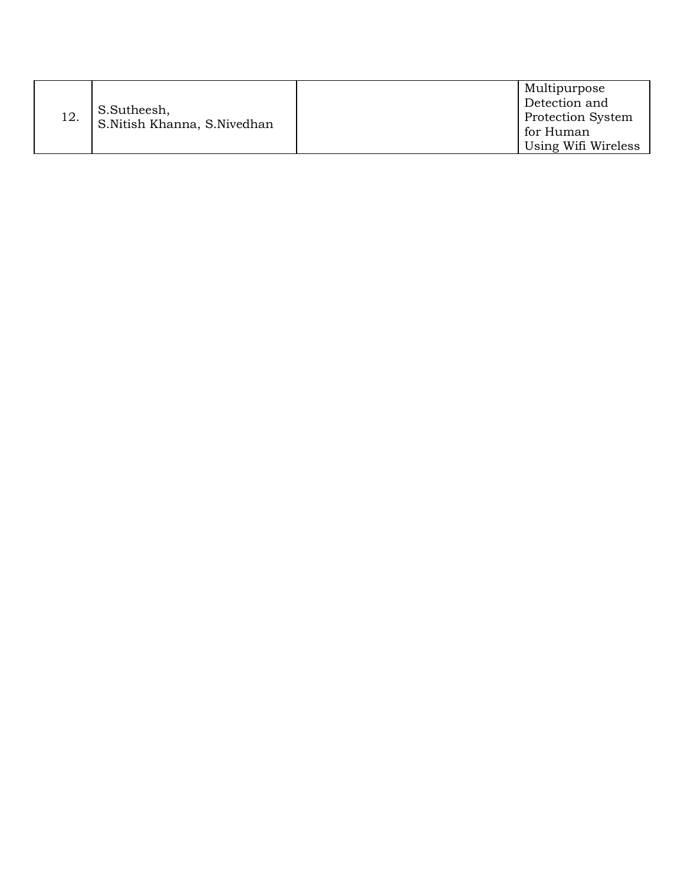| | | | |
|---|---|---|---|
| 12. | S.Sutheesh, S.Nitish Khanna, S.Nivedhan | | Multipurpose Detection and Protection System for Human Using Wifi Wireless |